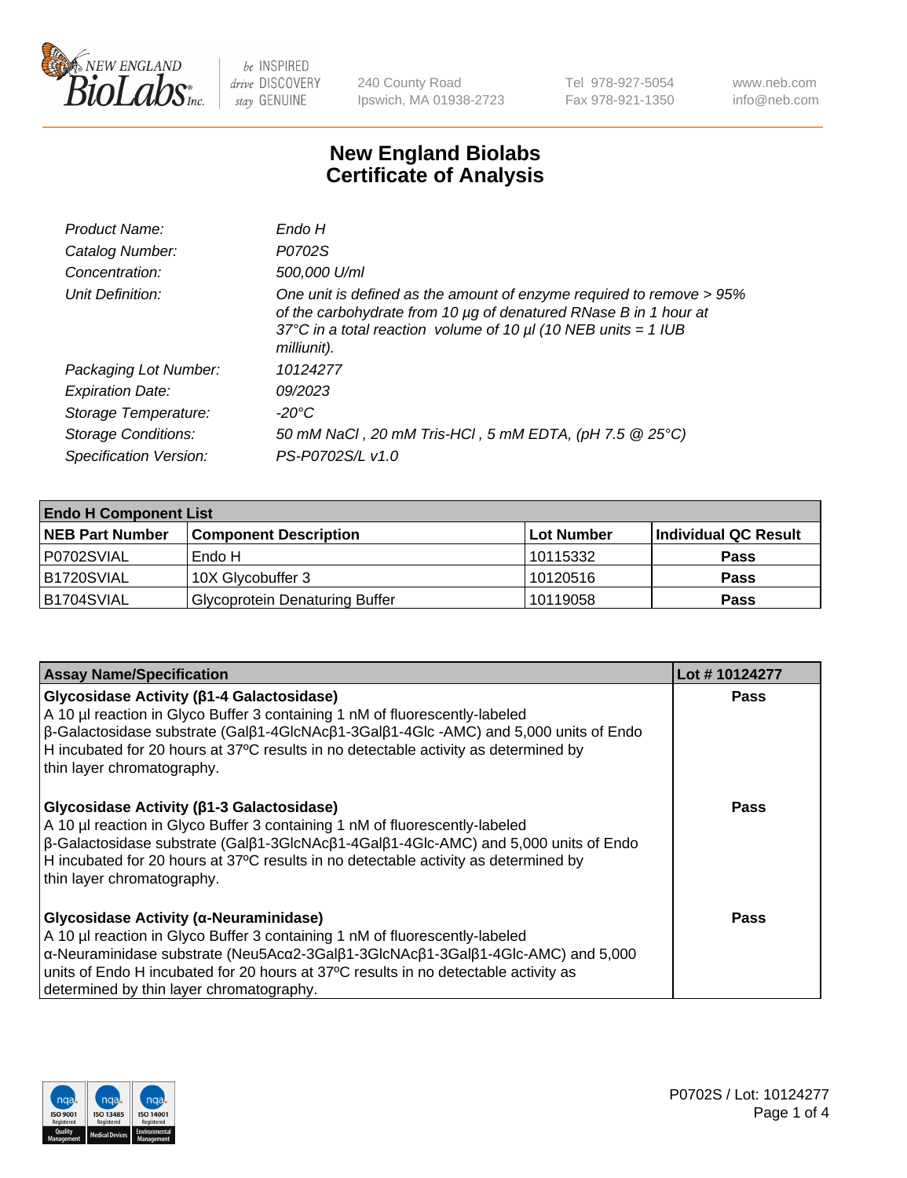NEW ENGLAND BioLabs Inc. — be INSPIRED drive DISCOVERY stay GENUINE

240 County Road
Ipswich, MA 01938-2723

Tel 978-927-5054
Fax 978-921-1350

www.neb.com
info@neb.com

# New England Biolabs Certificate of Analysis

| | |
|---|---|
| *Product Name:* | *Endo H* |
| *Catalog Number:* | *P0702S* |
| *Concentration:* | *500,000 U/ml* |
| *Unit Definition:* | *One unit is defined as the amount of enzyme required to remove > 95% of the carbohydrate from 10 µg of denatured RNase B in 1 hour at 37°C in a total reaction volume of 10 µl (10 NEB units = 1 IUB milliunit).* |
| *Packaging Lot Number:* | *10124277* |
| *Expiration Date:* | *09/2023* |
| *Storage Temperature:* | *-20°C* |
| *Storage Conditions:* | *50 mM NaCl , 20 mM Tris-HCl , 5 mM EDTA, (pH 7.5 @ 25°C)* |
| *Specification Version:* | *PS-P0702S/L v1.0* |

| **Endo H Component List** | | | |
|---|---|---|---|
| **NEB Part Number** | **Component Description** | **Lot Number** | **Individual QC Result** |
| P0702SVIAL | Endo H | 10115332 | **Pass** |
| B1720SVIAL | 10X Glycobuffer 3 | 10120516 | **Pass** |
| B1704SVIAL | Glycoprotein Denaturing Buffer | 10119058 | **Pass** |

| **Assay Name/Specification** | **Lot # 10124277** |
|---|---|
| **Glycosidase Activity (β1-4 Galactosidase)** A 10 µl reaction in Glyco Buffer 3 containing 1 nM of fluorescently-labeled β-Galactosidase substrate (Galβ1-4GlcNAcβ1-3Galβ1-4Glc -AMC) and 5,000 units of Endo H incubated for 20 hours at 37ºC results in no detectable activity as determined by thin layer chromatography. | **Pass** |
| **Glycosidase Activity (β1-3 Galactosidase)** A 10 µl reaction in Glyco Buffer 3 containing 1 nM of fluorescently-labeled β-Galactosidase substrate (Galβ1-3GlcNAcβ1-4Galβ1-4Glc-AMC) and 5,000 units of Endo H incubated for 20 hours at 37ºC results in no detectable activity as determined by thin layer chromatography. | **Pass** |
| **Glycosidase Activity (α-Neuraminidase)** A 10 µl reaction in Glyco Buffer 3 containing 1 nM of fluorescently-labeled α-Neuraminidase substrate (Neu5Acα2-3Galβ1-3GlcNAcβ1-3Galβ1-4Glc-AMC) and 5,000 units of Endo H incubated for 20 hours at 37ºC results in no detectable activity as determined by thin layer chromatography. | **Pass** |

P0702S / Lot: 10124277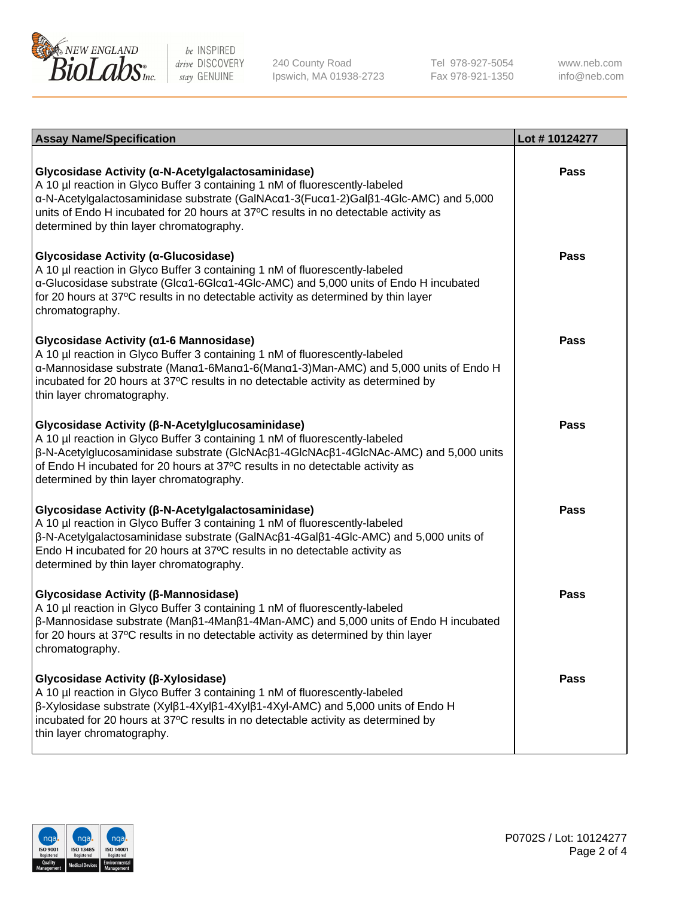| Assay Name/Specification | Lot # 10124277 |
|---|---|
| **Glycosidase Activity (α-N-Acetylgalactosaminidase)**<br>A 10 µl reaction in Glyco Buffer 3 containing 1 nM of fluorescently-labeled α-N-Acetylgalactosaminidase substrate (GalNAcα1-3(Fucα1-2)Galβ1-4Glc-AMC) and 5,000 units of Endo H incubated for 20 hours at 37ºC results in no detectable activity as determined by thin layer chromatography. | Pass |
| **Glycosidase Activity (α-Glucosidase)**<br>A 10 µl reaction in Glyco Buffer 3 containing 1 nM of fluorescently-labeled α-Glucosidase substrate (Glcα1-6Glcα1-4Glc-AMC) and 5,000 units of Endo H incubated for 20 hours at 37ºC results in no detectable activity as determined by thin layer chromatography. | Pass |
| **Glycosidase Activity (α1-6 Mannosidase)**<br>A 10 µl reaction in Glyco Buffer 3 containing 1 nM of fluorescently-labeled α-Mannosidase substrate (Manα1-6Manα1-6(Manα1-3)Man-AMC) and 5,000 units of Endo H incubated for 20 hours at 37ºC results in no detectable activity as determined by thin layer chromatography. | Pass |
| **Glycosidase Activity (β-N-Acetylglucosaminidase)**<br>A 10 µl reaction in Glyco Buffer 3 containing 1 nM of fluorescently-labeled β-N-Acetylglucosaminidase substrate (GlcNAcβ1-4GlcNAcβ1-4GlcNAc-AMC) and 5,000 units of Endo H incubated for 20 hours at 37ºC results in no detectable activity as determined by thin layer chromatography. | Pass |
| **Glycosidase Activity (β-N-Acetylgalactosaminidase)**<br>A 10 µl reaction in Glyco Buffer 3 containing 1 nM of fluorescently-labeled β-N-Acetylgalactosaminidase substrate (GalNAcβ1-4Galβ1-4Glc-AMC) and 5,000 units of Endo H incubated for 20 hours at 37ºC results in no detectable activity as determined by thin layer chromatography. | Pass |
| **Glycosidase Activity (β-Mannosidase)**<br>A 10 µl reaction in Glyco Buffer 3 containing 1 nM of fluorescently-labeled β-Mannosidase substrate (Manβ1-4Manβ1-4Man-AMC) and 5,000 units of Endo H incubated for 20 hours at 37ºC results in no detectable activity as determined by thin layer chromatography. | Pass |
| **Glycosidase Activity (β-Xylosidase)**<br>A 10 µl reaction in Glyco Buffer 3 containing 1 nM of fluorescently-labeled β-Xylosidase substrate (Xylβ1-4Xylβ1-4Xylβ1-4Xyl-AMC) and 5,000 units of Endo H incubated for 20 hours at 37ºC results in no detectable activity as determined by thin layer chromatography. | Pass |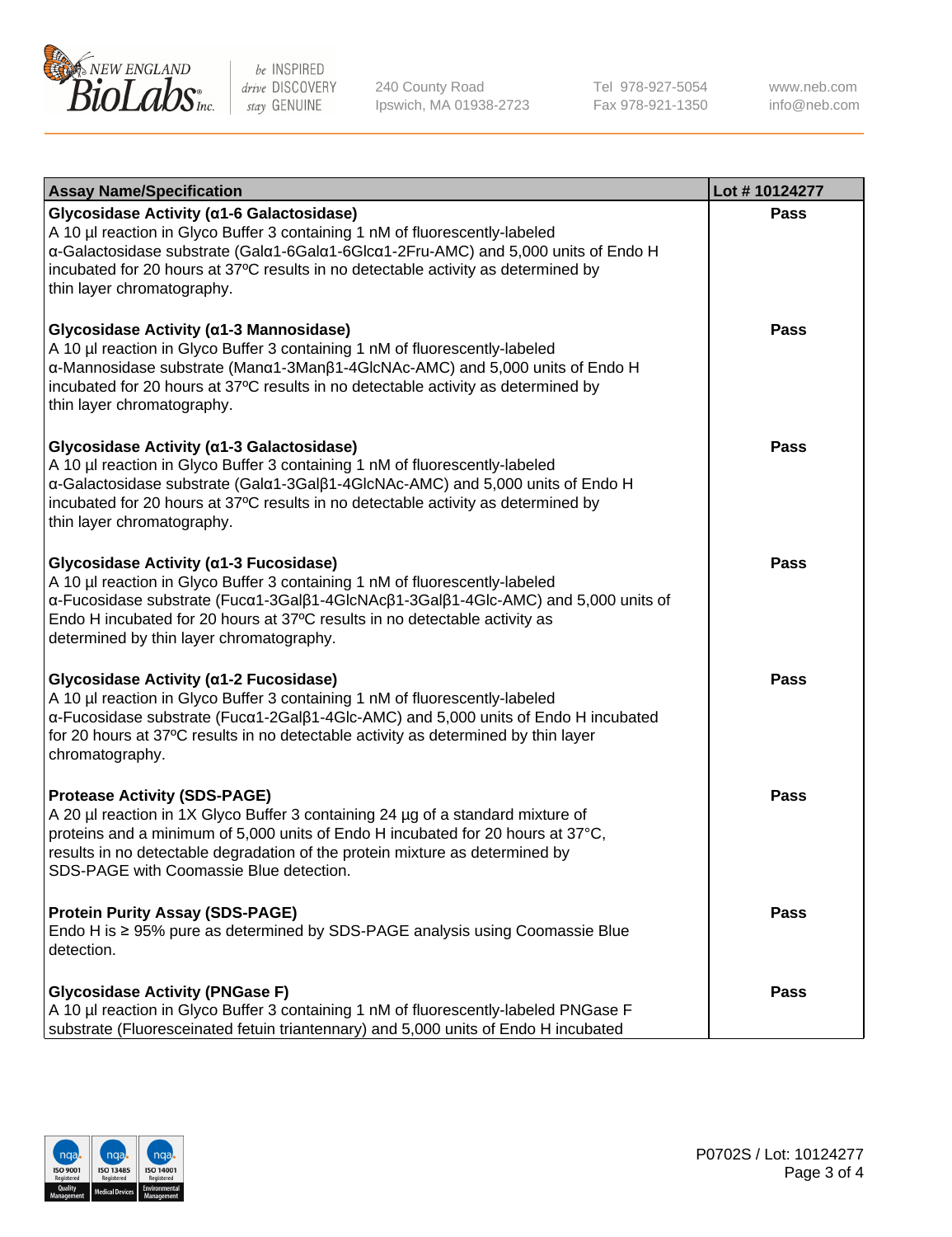| Assay Name/Specification | Lot # 10124277 |
| --- | --- |
| **Glycosidase Activity (α1-6 Galactosidase)**<br>A 10 µl reaction in Glyco Buffer 3 containing 1 nM of fluorescently-labeled α-Galactosidase substrate (Galα1-6Galα1-6Glcα1-2Fru-AMC) and 5,000 units of Endo H incubated for 20 hours at 37ºC results in no detectable activity as determined by thin layer chromatography. | Pass |
| **Glycosidase Activity (α1-3 Mannosidase)**<br>A 10 µl reaction in Glyco Buffer 3 containing 1 nM of fluorescently-labeled α-Mannosidase substrate (Manα1-3Manβ1-4GlcNAc-AMC) and 5,000 units of Endo H incubated for 20 hours at 37ºC results in no detectable activity as determined by thin layer chromatography. | Pass |
| **Glycosidase Activity (α1-3 Galactosidase)**<br>A 10 µl reaction in Glyco Buffer 3 containing 1 nM of fluorescently-labeled α-Galactosidase substrate (Galα1-3Galβ1-4GlcNAc-AMC) and 5,000 units of Endo H incubated for 20 hours at 37ºC results in no detectable activity as determined by thin layer chromatography. | Pass |
| **Glycosidase Activity (α1-3 Fucosidase)**<br>A 10 µl reaction in Glyco Buffer 3 containing 1 nM of fluorescently-labeled α-Fucosidase substrate (Fucα1-3Galβ1-4GlcNAcβ1-3Galβ1-4Glc-AMC) and 5,000 units of Endo H incubated for 20 hours at 37ºC results in no detectable activity as determined by thin layer chromatography. | Pass |
| **Glycosidase Activity (α1-2 Fucosidase)**<br>A 10 µl reaction in Glyco Buffer 3 containing 1 nM of fluorescently-labeled α-Fucosidase substrate (Fucα1-2Galβ1-4Glc-AMC) and 5,000 units of Endo H incubated for 20 hours at 37ºC results in no detectable activity as determined by thin layer chromatography. | Pass |
| **Protease Activity (SDS-PAGE)**<br>A 20 µl reaction in 1X Glyco Buffer 3 containing 24 µg of a standard mixture of proteins and a minimum of 5,000 units of Endo H incubated for 20 hours at 37°C, results in no detectable degradation of the protein mixture as determined by SDS-PAGE with Coomassie Blue detection. | Pass |
| **Protein Purity Assay (SDS-PAGE)**<br>Endo H is ≥ 95% pure as determined by SDS-PAGE analysis using Coomassie Blue detection. | Pass |
| **Glycosidase Activity (PNGase F)**<br>A 10 µl reaction in Glyco Buffer 3 containing 1 nM of fluorescently-labeled PNGase F substrate (Fluoresceinated fetuin triantennary) and 5,000 units of Endo H incubated | Pass |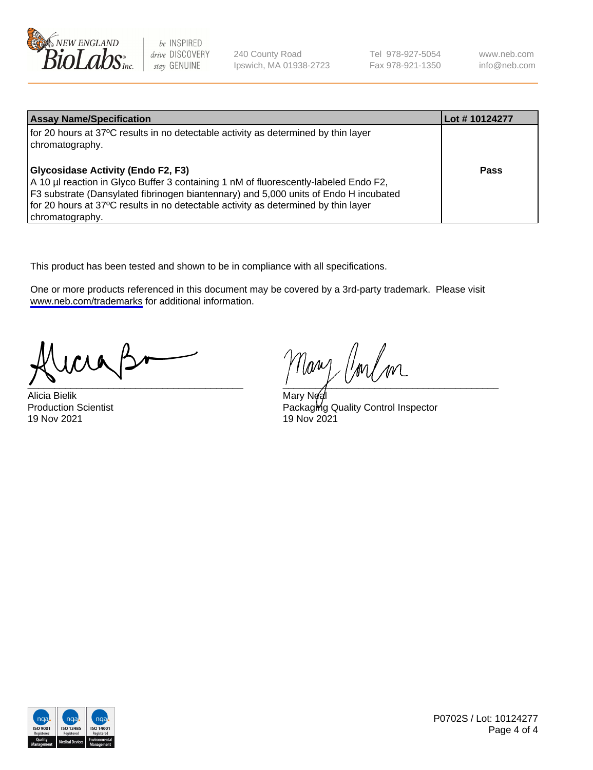| Assay Name/Specification | Lot # 10124277 |
|---|---|
| for 20 hours at 37ºC results in no detectable activity as determined by thin layer chromatography. | |
| **Glycosidase Activity (Endo F2, F3)**<br>A 10 µl reaction in Glyco Buffer 3 containing 1 nM of fluorescently-labeled Endo F2, F3 substrate (Dansylated fibrinogen biantennary) and 5,000 units of Endo H incubated for 20 hours at 37ºC results in no detectable activity as determined by thin layer chromatography. | **Pass** |

This product has been tested and shown to be in compliance with all specifications.

One or more products referenced in this document may be covered by a 3rd-party trademark. Please visit www.neb.com/trademarks for additional information.

Alicia Bielik
Production Scientist
19 Nov 2021

Mary Neal
Packaging Quality Control Inspector
19 Nov 2021

P0702S / Lot: 10124277